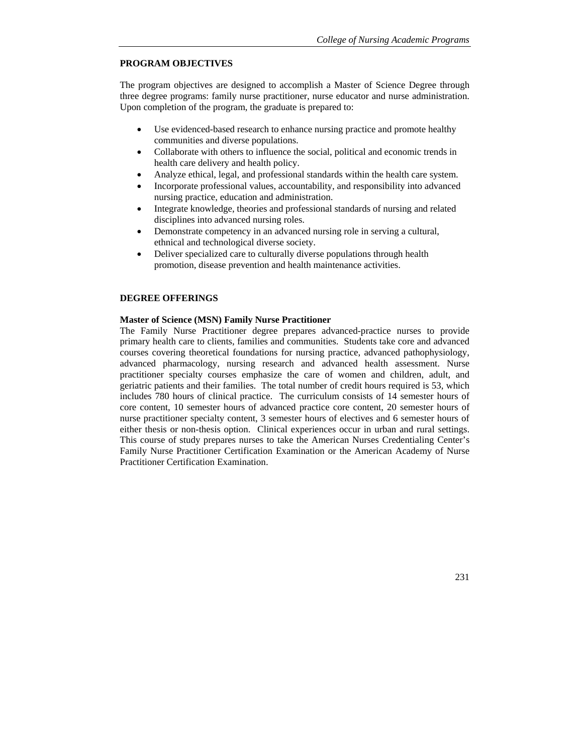## PROGRAM OBJECTIVES

The program objectives are designed to accomplish a Master of Science Degree through three degree programs: family nurse practitioner, nurse educator and nurse administration. Upon completion of the program, the graduate is prepared to:

- Use evidenced-based research to enhance nursing practice and promote healthy communities and diverse populations.
- Collaborate with others to influence the social, political and economic trends in health care delivery and health policy.
- Analyze ethical, legal, and professional standards within the health care system.
- Incorporate professional values, accountability, and responsibility into advanced nursing practice, education and administration.
- Integrate knowledge, theories and professional standards of nursing and related disciplines into advanced nursing roles.
- Demonstrate competency in an advanced nursing role in serving a cultural, ethnical and technological diverse society.
- Deliver specialized care to culturally diverse populations through health promotion, disease prevention and health maintenance activities.

## DEGREE OFFERINGS

### Master of Science (MSN) Family Nurse Practitioner

The Family Nurse Practitioner degree prepares advanced-practice nurses to provide primary health care to clients, families and communities. Students take core and advanced courses covering theoretical foundations for nursing practice, advanced pathophysiology, advanced pharmacology, nursing research and advanced health assessment. Nurse practitioner specialty courses emphasize the care of women and children, adult, and geriatric patients and their families. The total number of credit hours required is 53, which includes 780 hours of clinical practice. The curriculum consists of 14 semester hours of core content, 10 semester hours of advanced practice core content, 20 semester hours of nurse practitioner specialty content, 3 semester hours of electives and 6 semester hours of either thesis or non-thesis option. Clinical experiences occur in urban and rural settings. This course of study prepares nurses to take the American Nurses Credentialing Center's Family Nurse Practitioner Certification Examination or the American Academy of Nurse Practitioner Certification Examination.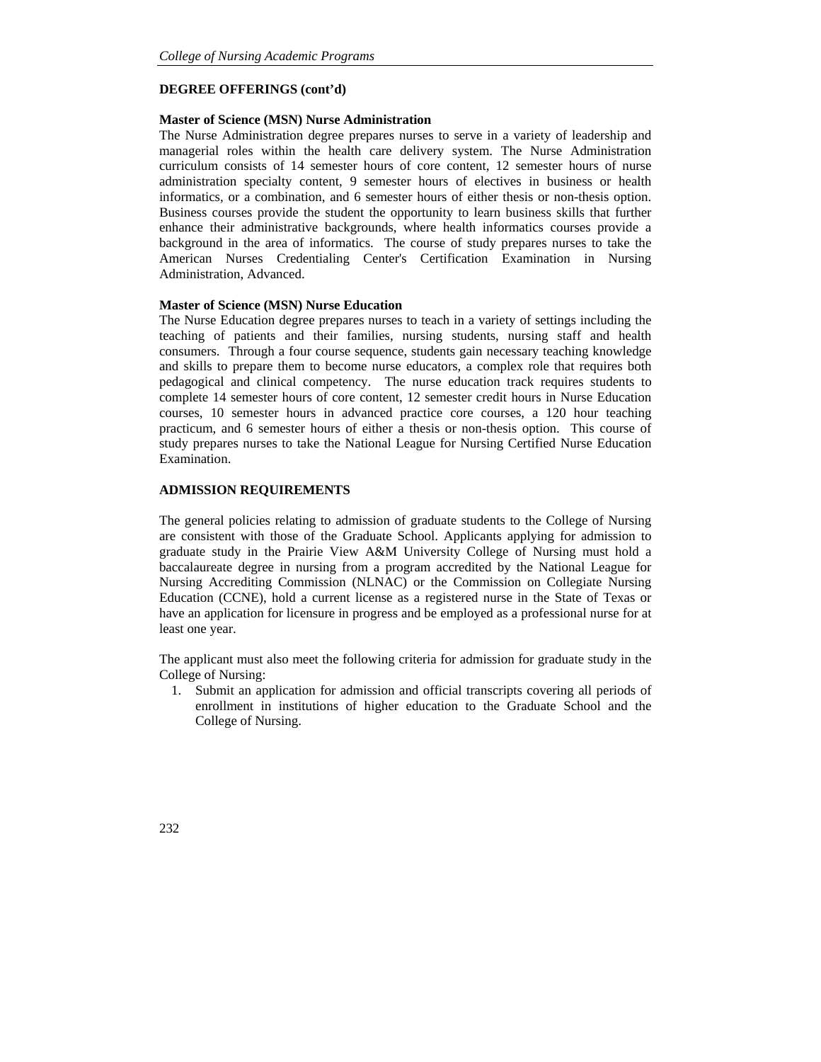**DEGREE OFFERINGS (cont'd)**

**Master of Science (MSN) Nurse Administration**

The Nurse Administration degree prepares nurses to serve in a variety of leadership and managerial roles within the health care delivery system. The Nurse Administration curriculum consists of 14 semester hours of core content, 12 semester hours of nurse administration specialty content, 9 semester hours of electives in business or health informatics, or a combination, and 6 semester hours of either thesis or non-thesis option. Business courses provide the student the opportunity to learn business skills that further enhance their administrative backgrounds, where health informatics courses provide a background in the area of informatics. The course of study prepares nurses to take the American Nurses Credentialing Center's Certification Examination in Nursing Administration, Advanced.

**Master of Science (MSN) Nurse Education**

The Nurse Education degree prepares nurses to teach in a variety of settings including the teaching of patients and their families, nursing students, nursing staff and health consumers. Through a four course sequence, students gain necessary teaching knowledge and skills to prepare them to become nurse educators, a complex role that requires both pedagogical and clinical competency. The nurse education track requires students to complete 14 semester hours of core content, 12 semester credit hours in Nurse Education courses, 10 semester hours in advanced practice core courses, a 120 hour teaching practicum, and 6 semester hours of either a thesis or non-thesis option. This course of study prepares nurses to take the National League for Nursing Certified Nurse Education Examination.

**ADMISSION REQUIREMENTS**

The general policies relating to admission of graduate students to the College of Nursing are consistent with those of the Graduate School. Applicants applying for admission to graduate study in the Prairie View A&M University College of Nursing must hold a baccalaureate degree in nursing from a program accredited by the National League for Nursing Accrediting Commission (NLNAC) or the Commission on Collegiate Nursing Education (CCNE), hold a current license as a registered nurse in the State of Texas or have an application for licensure in progress and be employed as a professional nurse for at least one year.

The applicant must also meet the following criteria for admission for graduate study in the College of Nursing:

1. Submit an application for admission and official transcripts covering all periods of enrollment in institutions of higher education to the Graduate School and the College of Nursing.